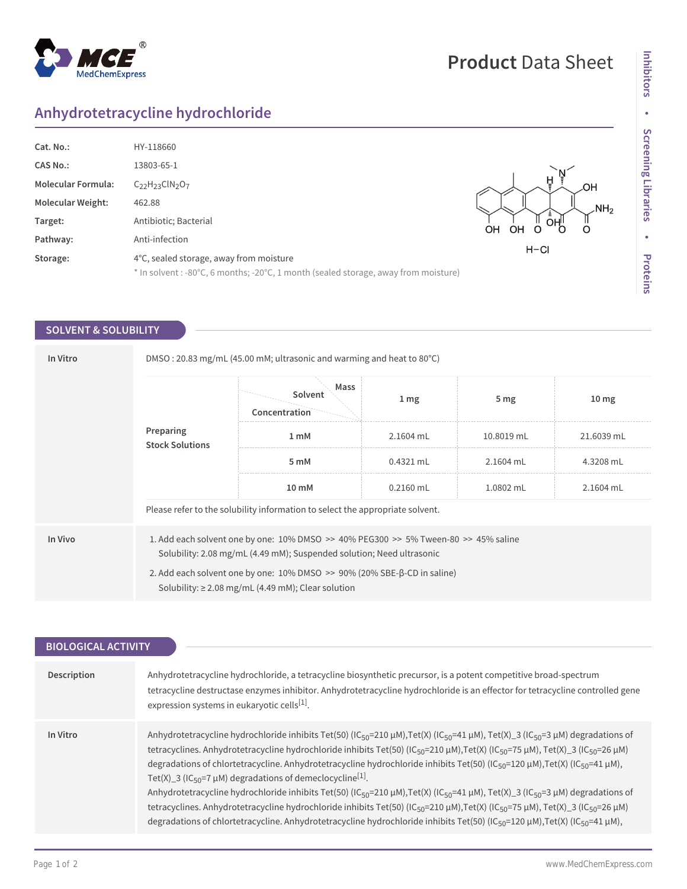# Product Data Sheet

## Anhydrotetracycline hydrochloride

| | |
|---|---|
| **Cat. No.:** | HY-118660 |
| **CAS No.:** | 13803-65-1 |
| **Molecular Formula:** | $C_{22}H_{23}ClN_2O_7$ |
| **Molecular Weight:** | 462.88 |
| **Target:** | Antibiotic; Bacterial |
| **Pathway:** | Anti-infection |
| **Storage:** | 4°C, sealed storage, away from moisture<br>* In solvent : -80°C, 6 months; -20°C, 1 month (sealed storage, away from moisture) |

## SOLVENT & SOLUBILITY

**In Vitro**

DMSO : 20.83 mg/mL (45.00 mM; ultrasonic and warming and heat to 80°C)

**Preparing Stock Solutions**

| Concentration \ Solvent \ Mass | 1 mg | 5 mg | 10 mg |
|---|---|---|---|
| 1 mM | 2.1604 mL | 10.8019 mL | 21.6039 mL |
| 5 mM | 0.4321 mL | 2.1604 mL | 4.3208 mL |
| 10 mM | 0.2160 mL | 1.0802 mL | 2.1604 mL |

Please refer to the solubility information to select the appropriate solvent.

**In Vivo**

1. Add each solvent one by one: 10% DMSO >> 40% PEG300 >> 5% Tween-80 >> 45% saline
   Solubility: 2.08 mg/mL (4.49 mM); Suspended solution; Need ultrasonic
2. Add each solvent one by one: 10% DMSO >> 90% (20% SBE-β-CD in saline)
   Solubility: ≥ 2.08 mg/mL (4.49 mM); Clear solution

## BIOLOGICAL ACTIVITY

**Description**

Anhydrotetracycline hydrochloride, a tetracycline biosynthetic precursor, is a potent competitive broad-spectrum tetracycline destructase enzymes inhibitor. Anhydrotetracycline hydrochloride is an effector for tetracycline controlled gene expression systems in eukaryotic cells[1].

**In Vitro**

Anhydrotetracycline hydrochloride inhibits Tet(50) ($IC_{50}$=210 μM),Tet(X) ($IC_{50}$=41 μM), Tet(X)_3 ($IC_{50}$=3 μM) degradations of tetracyclines. Anhydrotetracycline hydrochloride inhibits Tet(50) ($IC_{50}$=210 μM),Tet(X) ($IC_{50}$=75 μM), Tet(X)_3 ($IC_{50}$=26 μM) degradations of chlortetracycline. Anhydrotetracycline hydrochloride inhibits Tet(50) ($IC_{50}$=120 μM),Tet(X) ($IC_{50}$=41 μM), Tet(X)_3 ($IC_{50}$=7 μM) degradations of demeclocycline[1].

Anhydrotetracycline hydrochloride inhibits Tet(50) ($IC_{50}$=210 μM),Tet(X) ($IC_{50}$=41 μM), Tet(X)_3 ($IC_{50}$=3 μM) degradations of tetracyclines. Anhydrotetracycline hydrochloride inhibits Tet(50) ($IC_{50}$=210 μM),Tet(X) ($IC_{50}$=75 μM), Tet(X)_3 ($IC_{50}$=26 μM) degradations of chlortetracycline. Anhydrotetracycline hydrochloride inhibits Tet(50) ($IC_{50}$=120 μM),Tet(X) ($IC_{50}$=41 μM),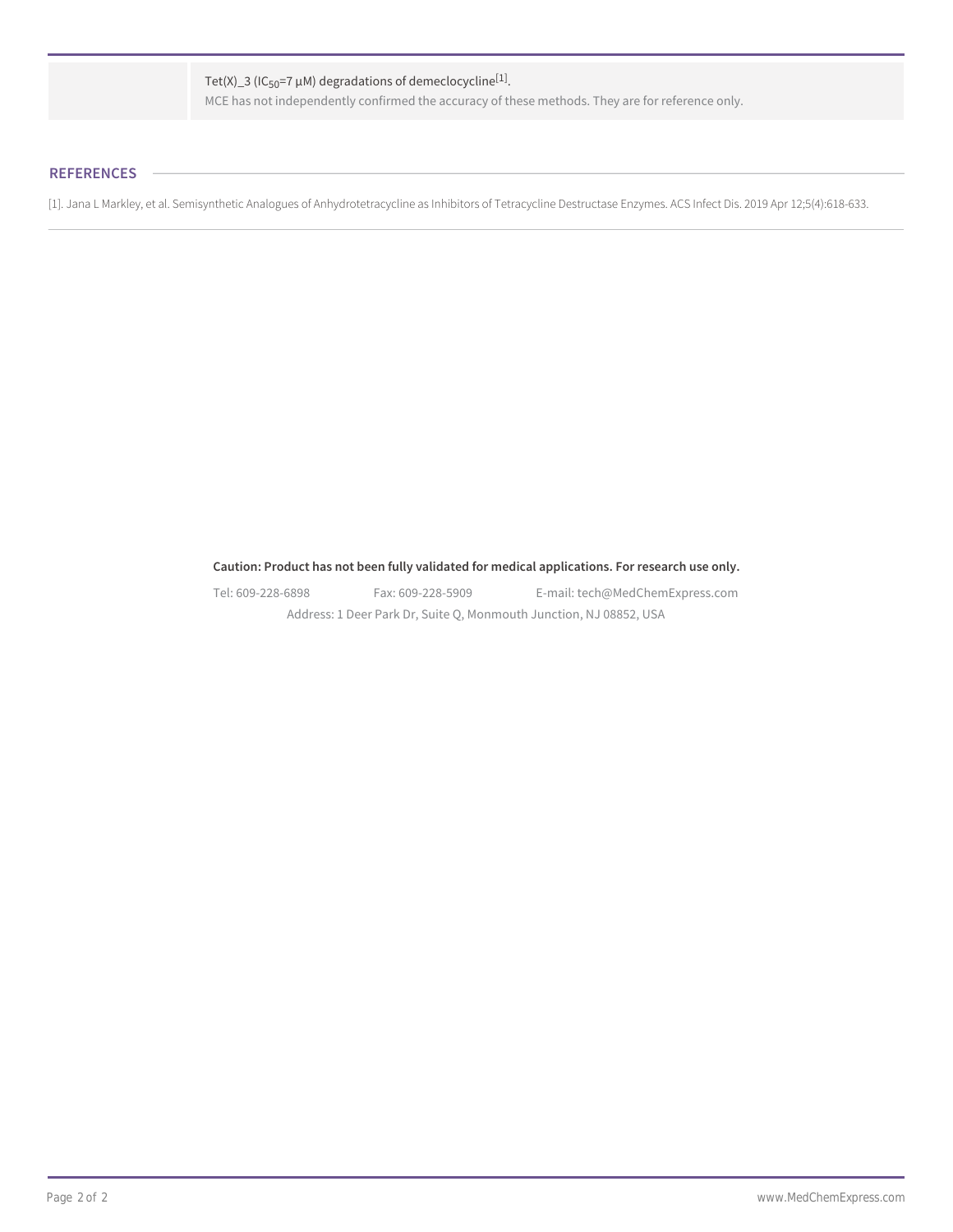| | |
|---|---|
| | Tet(X)_3 ($IC_{50}$=7 μM) degradations of demeclocycline[1]. |
| | MCE has not independently confirmed the accuracy of these methods. They are for reference only. |

## REFERENCES

[1]. Jana L Markley, et al. Semisynthetic Analogues of Anhydrotetracycline as Inhibitors of Tetracycline Destructase Enzymes. ACS Infect Dis. 2019 Apr 12;5(4):618-633.

**Caution: Product has not been fully validated for medical applications. For research use only.**

Tel: 609-228-6898 Fax: 609-228-5909 E-mail: tech@MedChemExpress.com

Address: 1 Deer Park Dr, Suite Q, Monmouth Junction, NJ 08852, USA